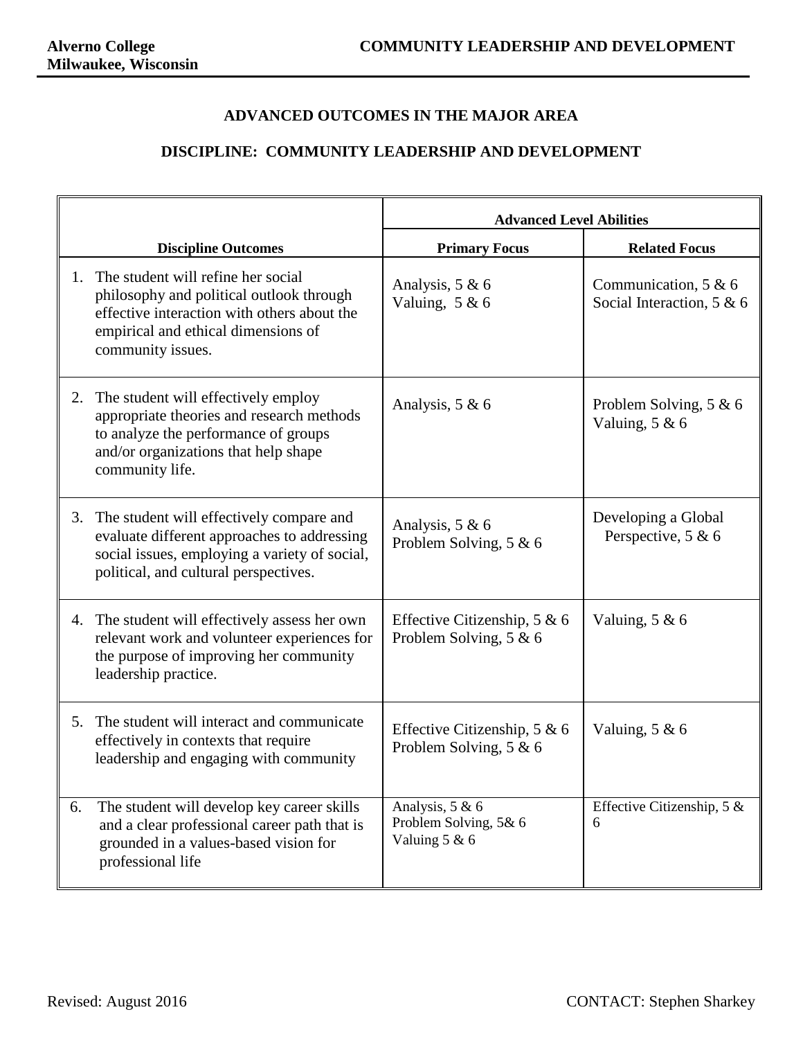**Alverno College**
**Milwaukee, Wisconsin**

**COMMUNITY LEADERSHIP AND DEVELOPMENT**

## ADVANCED OUTCOMES IN THE MAJOR AREA

## DISCIPLINE: COMMUNITY LEADERSHIP AND DEVELOPMENT

| | Advanced Level Abilities | |
|---|---|---|
| **Discipline Outcomes** | **Primary Focus** | **Related Focus** |
| 1. The student will refine her social philosophy and political outlook through effective interaction with others about the empirical and ethical dimensions of community issues. | Analysis, 5 & 6<br>Valuing, 5 & 6 | Communication, 5 & 6<br>Social Interaction, 5 & 6 |
| 2. The student will effectively employ appropriate theories and research methods to analyze the performance of groups and/or organizations that help shape community life. | Analysis, 5 & 6 | Problem Solving, 5 & 6<br>Valuing, 5 & 6 |
| 3. The student will effectively compare and evaluate different approaches to addressing social issues, employing a variety of social, political, and cultural perspectives. | Analysis, 5 & 6<br>Problem Solving, 5 & 6 | Developing a Global Perspective, 5 & 6 |
| 4. The student will effectively assess her own relevant work and volunteer experiences for the purpose of improving her community leadership practice. | Effective Citizenship, 5 & 6<br>Problem Solving, 5 & 6 | Valuing, 5 & 6 |
| 5. The student will interact and communicate effectively in contexts that require leadership and engaging with community | Effective Citizenship, 5 & 6<br>Problem Solving, 5 & 6 | Valuing, 5 & 6 |
| 6. The student will develop key career skills and a clear professional career path that is grounded in a values-based vision for professional life | Analysis, 5 & 6<br>Problem Solving, 5& 6<br>Valuing 5 & 6 | Effective Citizenship, 5 & 6 |

Revised: August 2016

CONTACT: Stephen Sharkey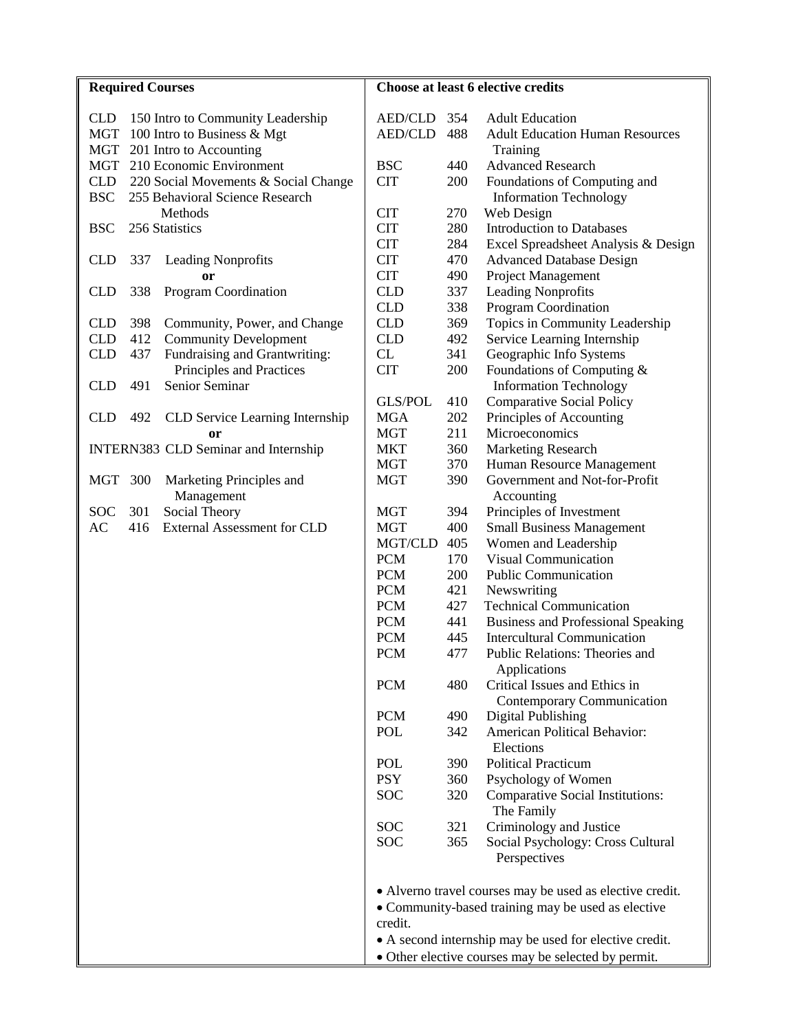| Required Courses | Choose at least 6 elective credits |
|---|---|
| CLD 150 Intro to Community Leadership | AED/CLD 354 Adult Education |
| MGT 100 Intro to Business & Mgt | AED/CLD 488 Adult Education Human Resources Training |
| MGT 201 Intro to Accounting | BSC 440 Advanced Research |
| MGT 210 Economic Environment | CIT 200 Foundations of Computing and Information Technology |
| CLD 220 Social Movements & Social Change | CIT 270 Web Design |
| BSC 255 Behavioral Science Research Methods | CIT 280 Introduction to Databases |
| BSC 256 Statistics | CIT 284 Excel Spreadsheet Analysis & Design |
| CLD 337 Leading Nonprofits **or** CLD 338 Program Coordination | CIT 470 Advanced Database Design |
| CLD 398 Community, Power, and Change | CIT 490 Project Management |
| CLD 412 Community Development | CLD 337 Leading Nonprofits |
| CLD 437 Fundraising and Grantwriting: Principles and Practices | CLD 338 Program Coordination |
| CLD 491 Senior Seminar | CLD 369 Topics in Community Leadership |
| CLD 492 CLD Service Learning Internship **or** INTERN383 CLD Seminar and Internship | CLD 492 Service Learning Internship |
| MGT 300 Marketing Principles and Management | CL 341 Geographic Info Systems |
| SOC 301 Social Theory | CIT 200 Foundations of Computing & Information Technology |
| AC 416 External Assessment for CLD | GLS/POL 410 Comparative Social Policy |
| | MGA 202 Principles of Accounting |
| | MGT 211 Microeconomics |
| | MKT 360 Marketing Research |
| | MGT 370 Human Resource Management |
| | MGT 390 Government and Not-for-Profit Accounting |
| | MGT 394 Principles of Investment |
| | MGT 400 Small Business Management |
| | MGT/CLD 405 Women and Leadership |
| | PCM 170 Visual Communication |
| | PCM 200 Public Communication |
| | PCM 421 Newswriting |
| | PCM 427 Technical Communication |
| | PCM 441 Business and Professional Speaking |
| | PCM 445 Intercultural Communication |
| | PCM 477 Public Relations: Theories and Applications |
| | PCM 480 Critical Issues and Ethics in Contemporary Communication |
| | PCM 490 Digital Publishing |
| | POL 342 American Political Behavior: Elections |
| | POL 390 Political Practicum |
| | PSY 360 Psychology of Women |
| | SOC 320 Comparative Social Institutions: The Family |
| | SOC 321 Criminology and Justice |
| | SOC 365 Social Psychology: Cross Cultural Perspectives |
| | • Alverno travel courses may be used as elective credit. • Community-based training may be used as elective credit. • A second internship may be used for elective credit. • Other elective courses may be selected by permit. |